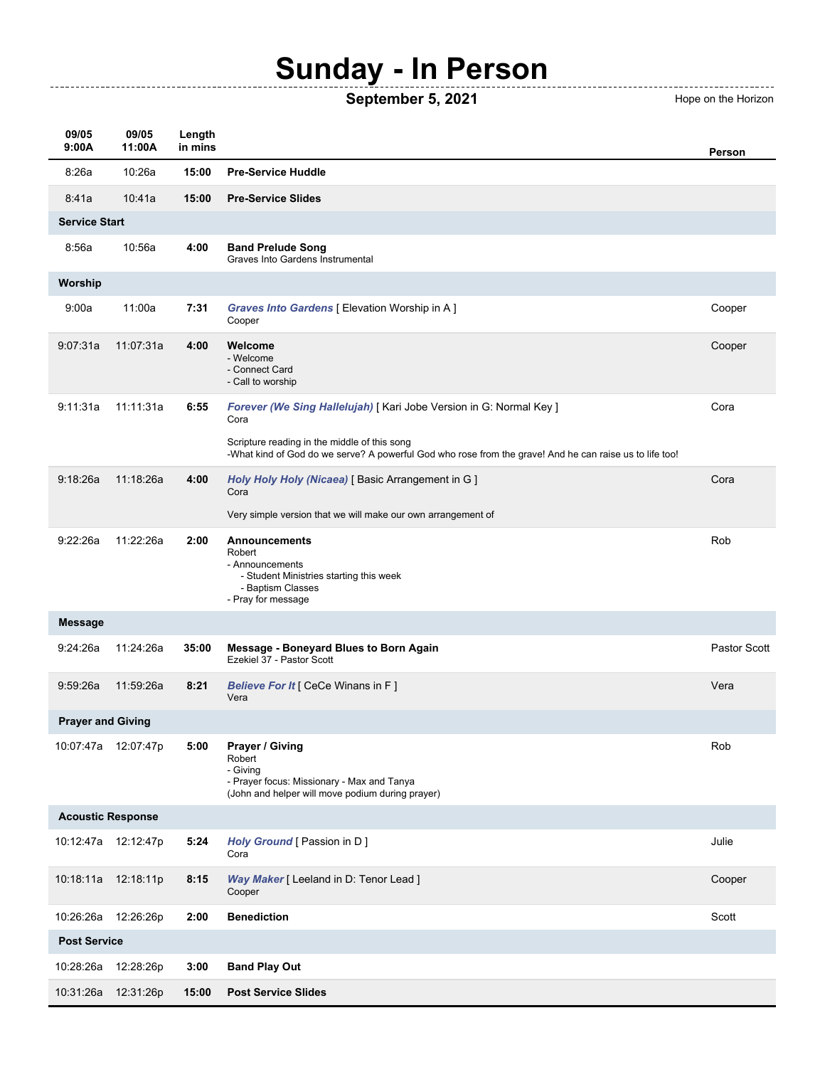# Sunday - In Person

**September 5, 2021** — Hope on the Horizon

| 09/05 9:00A | 09/05 11:00A | Length in mins | | Person |
|---|---|---|---|---|
| 8:26a | 10:26a | **15:00** | **Pre-Service Huddle** | |
| 8:41a | 10:41a | **15:00** | **Pre-Service Slides** | |
| **Service Start** | | | | |
| 8:56a | 10:56a | **4:00** | **Band Prelude Song**<br>Graves Into Gardens Instrumental | |
| **Worship** | | | | |
| 9:00a | 11:00a | **7:31** | ***Graves Into Gardens*** [ Elevation Worship in A ]<br>Cooper | Cooper |
| 9:07:31a | 11:07:31a | **4:00** | **Welcome**<br>- Welcome<br>- Connect Card<br>- Call to worship | Cooper |
| 9:11:31a | 11:11:31a | **6:55** | ***Forever (We Sing Hallelujah)*** [ Kari Jobe Version in G: Normal Key ]<br>Cora<br><br>Scripture reading in the middle of this song<br>-What kind of God do we serve? A powerful God who rose from the grave! And he can raise us to life too! | Cora |
| 9:18:26a | 11:18:26a | **4:00** | ***Holy Holy Holy (Nicaea)*** [ Basic Arrangement in G ]<br>Cora<br><br>Very simple version that we will make our own arrangement of | Cora |
| 9:22:26a | 11:22:26a | **2:00** | **Announcements**<br>Robert<br>- Announcements<br>- Student Ministries starting this week<br>- Baptism Classes<br>- Pray for message | Rob |
| **Message** | | | | |
| 9:24:26a | 11:24:26a | **35:00** | **Message - Boneyard Blues to Born Again**<br>Ezekiel 37 - Pastor Scott | Pastor Scott |
| 9:59:26a | 11:59:26a | **8:21** | ***Believe For It*** [ CeCe Winans in F ]<br>Vera | Vera |
| **Prayer and Giving** | | | | |
| 10:07:47a | 12:07:47p | **5:00** | **Prayer / Giving**<br>Robert<br>- Giving<br>- Prayer focus: Missionary - Max and Tanya<br>(John and helper will move podium during prayer) | Rob |
| **Acoustic Response** | | | | |
| 10:12:47a | 12:12:47p | **5:24** | ***Holy Ground*** [ Passion in D ]<br>Cora | Julie |
| 10:18:11a | 12:18:11p | **8:15** | ***Way Maker*** [ Leeland in D: Tenor Lead ]<br>Cooper | Cooper |
| 10:26:26a | 12:26:26p | **2:00** | **Benediction** | Scott |
| **Post Service** | | | | |
| 10:28:26a | 12:28:26p | **3:00** | **Band Play Out** | |
| 10:31:26a | 12:31:26p | **15:00** | **Post Service Slides** | |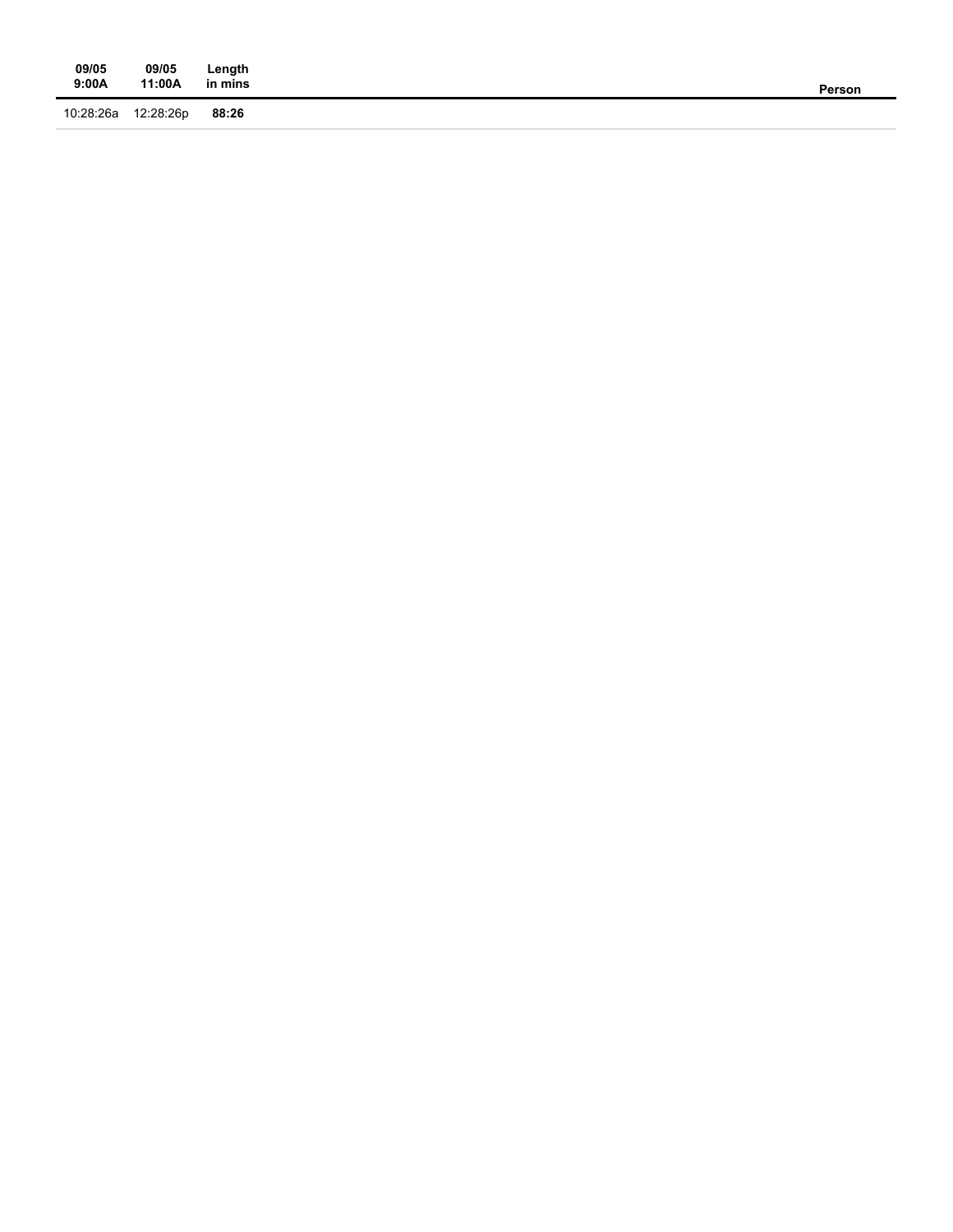| 09/05 9:00A | 09/05 11:00A | Length in mins | Person |
| --- | --- | --- | --- |
| 10:28:26a | 12:28:26p | **88:26** | |